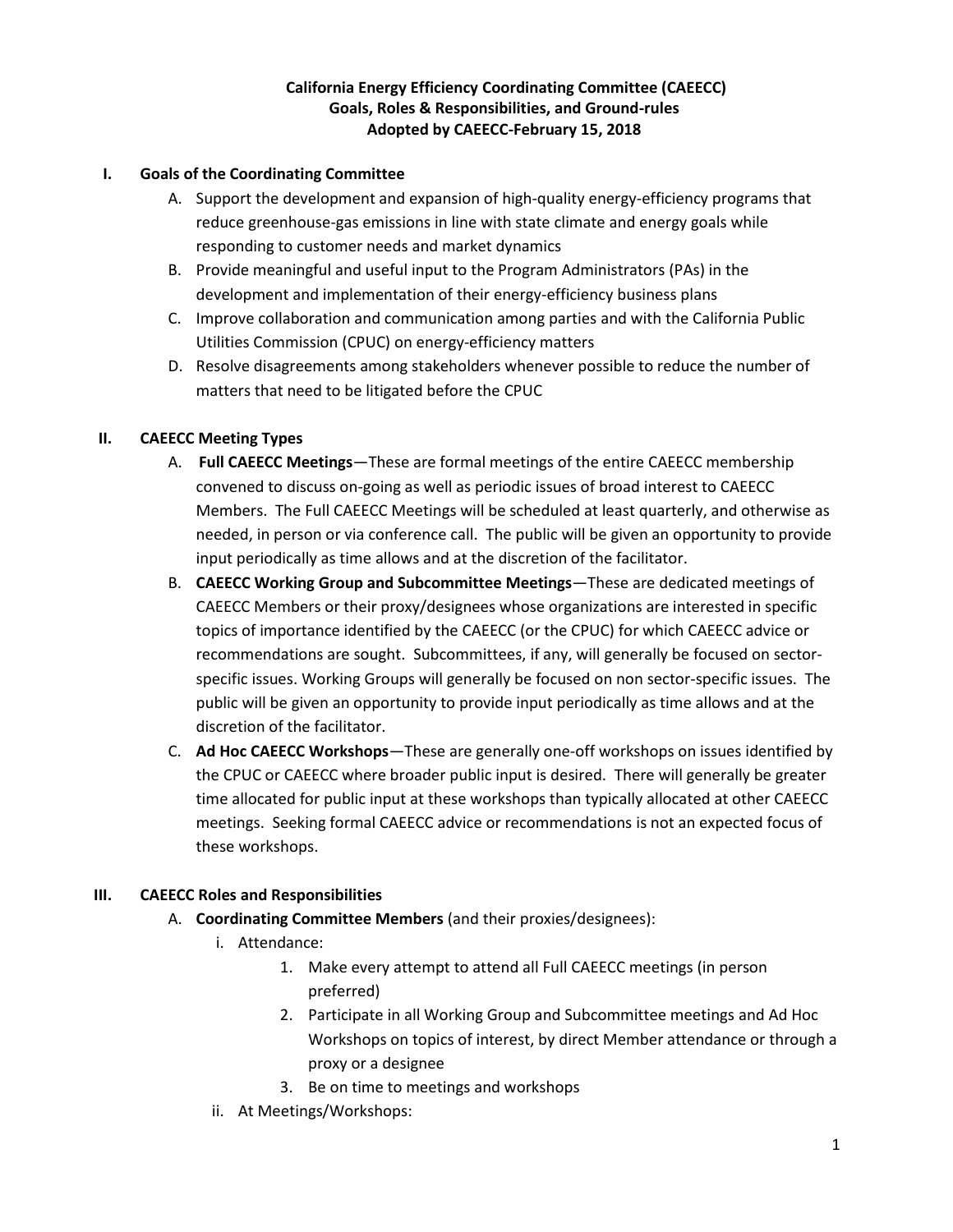**California Energy Efficiency Coordinating Committee (CAEECC)**
**Goals, Roles & Responsibilities, and Ground-rules**
**Adopted by CAEECC-February 15, 2018**

## I. Goals of the Coordinating Committee

A. Support the development and expansion of high-quality energy-efficiency programs that reduce greenhouse-gas emissions in line with state climate and energy goals while responding to customer needs and market dynamics

B. Provide meaningful and useful input to the Program Administrators (PAs) in the development and implementation of their energy-efficiency business plans

C. Improve collaboration and communication among parties and with the California Public Utilities Commission (CPUC) on energy-efficiency matters

D. Resolve disagreements among stakeholders whenever possible to reduce the number of matters that need to be litigated before the CPUC

## II. CAEECC Meeting Types

A. **Full CAEECC Meetings**—These are formal meetings of the entire CAEECC membership convened to discuss on-going as well as periodic issues of broad interest to CAEECC Members. The Full CAEECC Meetings will be scheduled at least quarterly, and otherwise as needed, in person or via conference call. The public will be given an opportunity to provide input periodically as time allows and at the discretion of the facilitator.

B. **CAEECC Working Group and Subcommittee Meetings**—These are dedicated meetings of CAEECC Members or their proxy/designees whose organizations are interested in specific topics of importance identified by the CAEECC (or the CPUC) for which CAEECC advice or recommendations are sought. Subcommittees, if any, will generally be focused on sector-specific issues. Working Groups will generally be focused on non sector-specific issues. The public will be given an opportunity to provide input periodically as time allows and at the discretion of the facilitator.

C. **Ad Hoc CAEECC Workshops**—These are generally one-off workshops on issues identified by the CPUC or CAEECC where broader public input is desired. There will generally be greater time allocated for public input at these workshops than typically allocated at other CAEECC meetings. Seeking formal CAEECC advice or recommendations is not an expected focus of these workshops.

## III. CAEECC Roles and Responsibilities

A. **Coordinating Committee Members** (and their proxies/designees):

i. Attendance:

1. Make every attempt to attend all Full CAEECC meetings (in person preferred)
2. Participate in all Working Group and Subcommittee meetings and Ad Hoc Workshops on topics of interest, by direct Member attendance or through a proxy or a designee
3. Be on time to meetings and workshops

ii. At Meetings/Workshops: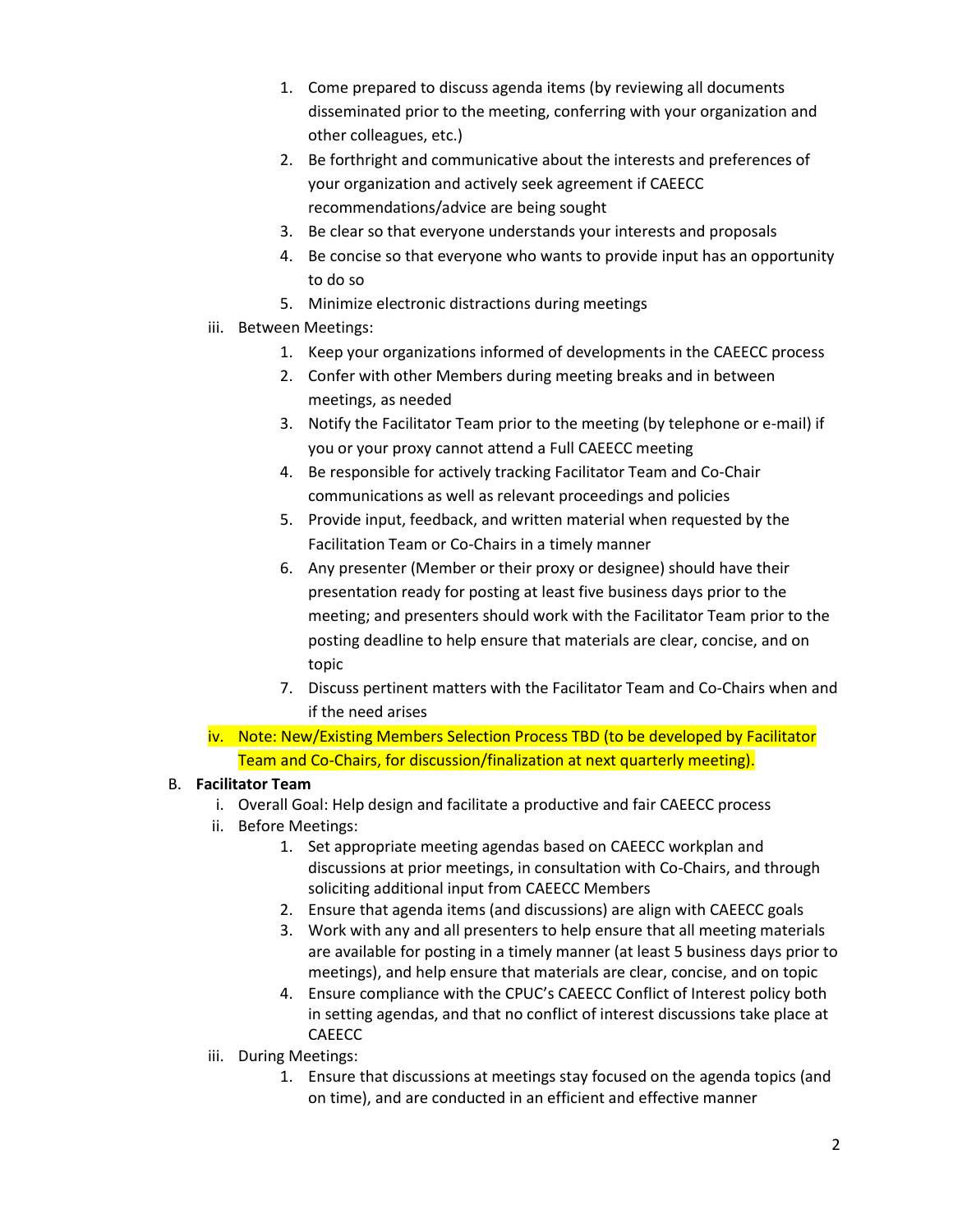1. Come prepared to discuss agenda items (by reviewing all documents disseminated prior to the meeting, conferring with your organization and other colleagues, etc.)
2. Be forthright and communicative about the interests and preferences of your organization and actively seek agreement if CAEECC recommendations/advice are being sought
3. Be clear so that everyone understands your interests and proposals
4. Be concise so that everyone who wants to provide input has an opportunity to do so
5. Minimize electronic distractions during meetings

iii. Between Meetings:

1. Keep your organizations informed of developments in the CAEECC process
2. Confer with other Members during meeting breaks and in between meetings, as needed
3. Notify the Facilitator Team prior to the meeting (by telephone or e-mail) if you or your proxy cannot attend a Full CAEECC meeting
4. Be responsible for actively tracking Facilitator Team and Co-Chair communications as well as relevant proceedings and policies
5. Provide input, feedback, and written material when requested by the Facilitation Team or Co-Chairs in a timely manner
6. Any presenter (Member or their proxy or designee) should have their presentation ready for posting at least five business days prior to the meeting; and presenters should work with the Facilitator Team prior to the posting deadline to help ensure that materials are clear, concise, and on topic
7. Discuss pertinent matters with the Facilitator Team and Co-Chairs when and if the need arises

iv. Note: New/Existing Members Selection Process TBD (to be developed by Facilitator Team and Co-Chairs, for discussion/finalization at next quarterly meeting).

B. **Facilitator Team**

i. Overall Goal: Help design and facilitate a productive and fair CAEECC process

ii. Before Meetings:

1. Set appropriate meeting agendas based on CAEECC workplan and discussions at prior meetings, in consultation with Co-Chairs, and through soliciting additional input from CAEECC Members
2. Ensure that agenda items (and discussions) are align with CAEECC goals
3. Work with any and all presenters to help ensure that all meeting materials are available for posting in a timely manner (at least 5 business days prior to meetings), and help ensure that materials are clear, concise, and on topic
4. Ensure compliance with the CPUC's CAEECC Conflict of Interest policy both in setting agendas, and that no conflict of interest discussions take place at CAEECC

iii. During Meetings:

1. Ensure that discussions at meetings stay focused on the agenda topics (and on time), and are conducted in an efficient and effective manner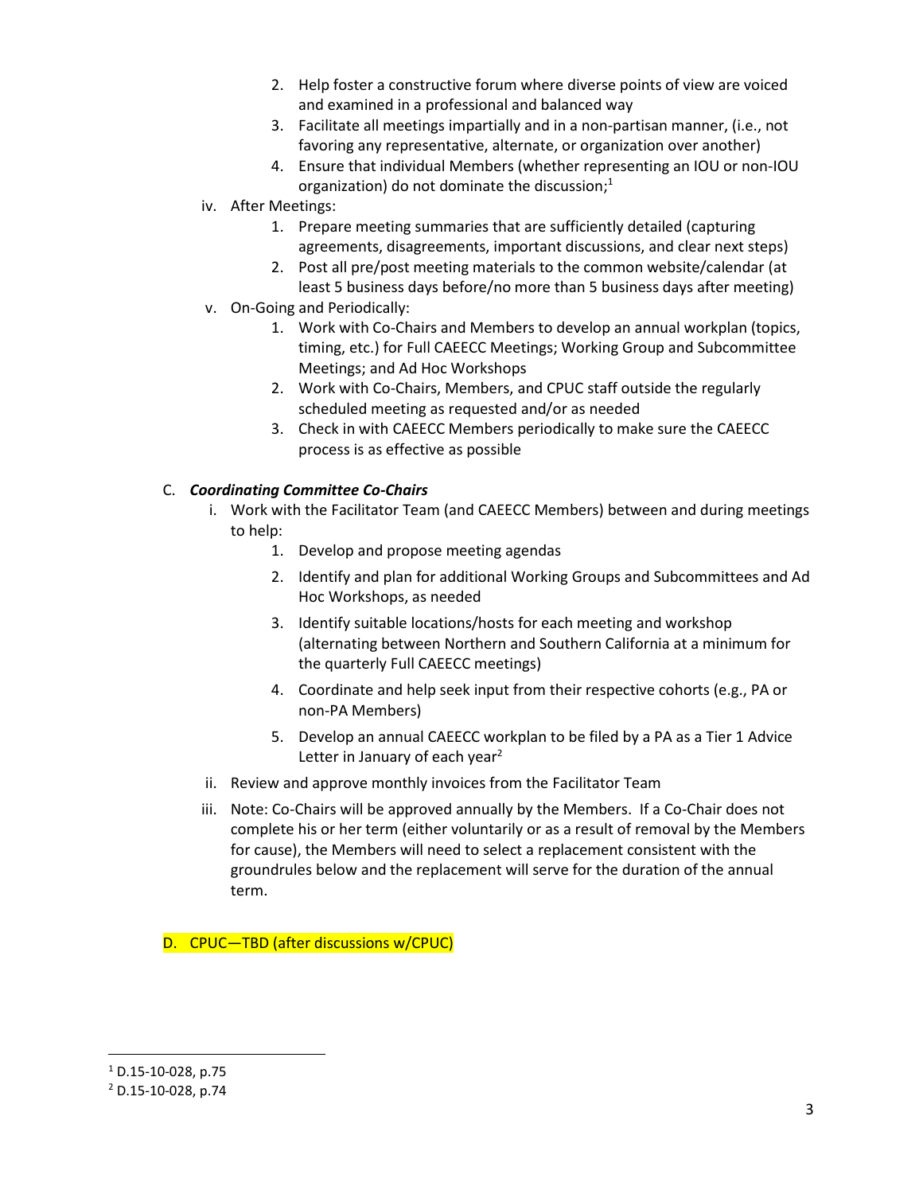2. Help foster a constructive forum where diverse points of view are voiced and examined in a professional and balanced way
3. Facilitate all meetings impartially and in a non-partisan manner, (i.e., not favoring any representative, alternate, or organization over another)
4. Ensure that individual Members (whether representing an IOU or non-IOU organization) do not dominate the discussion;[1]

iv. After Meetings:

1. Prepare meeting summaries that are sufficiently detailed (capturing agreements, disagreements, important discussions, and clear next steps)
2. Post all pre/post meeting materials to the common website/calendar (at least 5 business days before/no more than 5 business days after meeting)

v. On-Going and Periodically:

1. Work with Co-Chairs and Members to develop an annual workplan (topics, timing, etc.) for Full CAEECC Meetings; Working Group and Subcommittee Meetings; and Ad Hoc Workshops
2. Work with Co-Chairs, Members, and CPUC staff outside the regularly scheduled meeting as requested and/or as needed
3. Check in with CAEECC Members periodically to make sure the CAEECC process is as effective as possible

C. ***Coordinating Committee Co-Chairs***

i. Work with the Facilitator Team (and CAEECC Members) between and during meetings to help:

1. Develop and propose meeting agendas
2. Identify and plan for additional Working Groups and Subcommittees and Ad Hoc Workshops, as needed
3. Identify suitable locations/hosts for each meeting and workshop (alternating between Northern and Southern California at a minimum for the quarterly Full CAEECC meetings)
4. Coordinate and help seek input from their respective cohorts (e.g., PA or non-PA Members)
5. Develop an annual CAEECC workplan to be filed by a PA as a Tier 1 Advice Letter in January of each year[2]

ii. Review and approve monthly invoices from the Facilitator Team

iii. Note: Co-Chairs will be approved annually by the Members. If a Co-Chair does not complete his or her term (either voluntarily or as a result of removal by the Members for cause), the Members will need to select a replacement consistent with the groundrules below and the replacement will serve for the duration of the annual term.

D. CPUC—TBD (after discussions w/CPUC)

---

[1] D.15-10-028, p.75

[2] D.15-10-028, p.74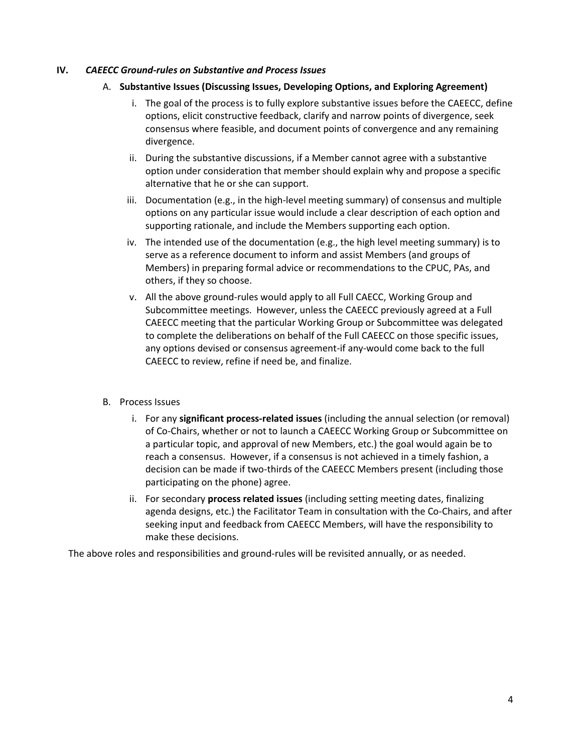## IV. *CAEECC Ground-rules on Substantive and Process Issues*

A. **Substantive Issues (Discussing Issues, Developing Options, and Exploring Agreement)**

i. The goal of the process is to fully explore substantive issues before the CAEECC, define options, elicit constructive feedback, clarify and narrow points of divergence, seek consensus where feasible, and document points of convergence and any remaining divergence.

ii. During the substantive discussions, if a Member cannot agree with a substantive option under consideration that member should explain why and propose a specific alternative that he or she can support.

iii. Documentation (e.g., in the high-level meeting summary) of consensus and multiple options on any particular issue would include a clear description of each option and supporting rationale, and include the Members supporting each option.

iv. The intended use of the documentation (e.g., the high level meeting summary) is to serve as a reference document to inform and assist Members (and groups of Members) in preparing formal advice or recommendations to the CPUC, PAs, and others, if they so choose.

v. All the above ground-rules would apply to all Full CAEECC, Working Group and Subcommittee meetings. However, unless the CAEECC previously agreed at a Full CAEECC meeting that the particular Working Group or Subcommittee was delegated to complete the deliberations on behalf of the Full CAEECC on those specific issues, any options devised or consensus agreement-if any-would come back to the full CAEECC to review, refine if need be, and finalize.

B. Process Issues

i. For any **significant process-related issues** (including the annual selection (or removal) of Co-Chairs, whether or not to launch a CAEECC Working Group or Subcommittee on a particular topic, and approval of new Members, etc.) the goal would again be to reach a consensus. However, if a consensus is not achieved in a timely fashion, a decision can be made if two-thirds of the CAEECC Members present (including those participating on the phone) agree.

ii. For secondary **process related issues** (including setting meeting dates, finalizing agenda designs, etc.) the Facilitator Team in consultation with the Co-Chairs, and after seeking input and feedback from CAEECC Members, will have the responsibility to make these decisions.

The above roles and responsibilities and ground-rules will be revisited annually, or as needed.